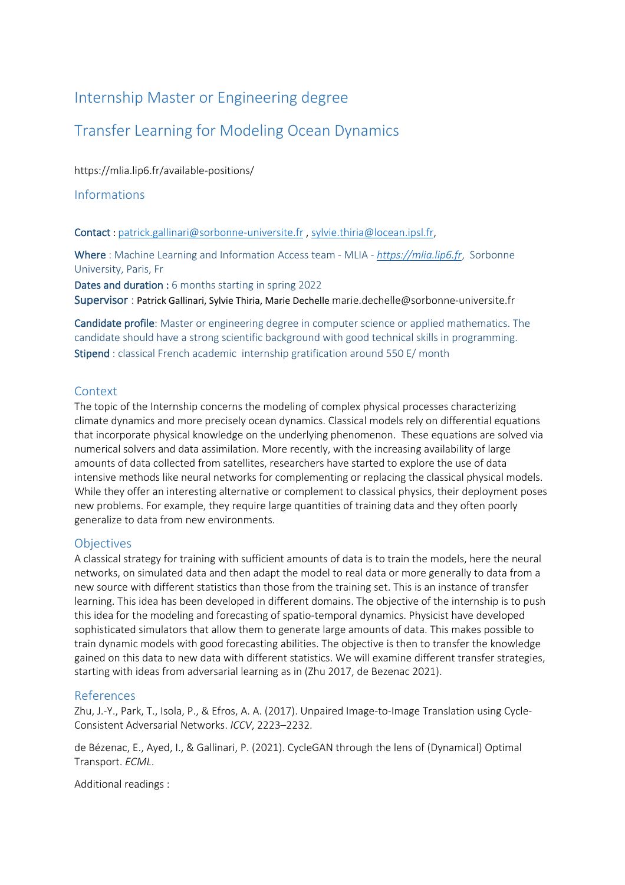# Internship Master or Engineering degree

# Transfer Learning for Modeling Ocean Dynamics

https://mlia.lip6.fr/available-positions/

## Informations

**Contact** : patrick.gallinari@sorbonne-universite.fr , sylvie.thiria@locean.ipsl.fr,

**Where** : Machine Learning and Information Access team - MLIA - *https://mlia.lip6.fr*, Sorbonne University, Paris, Fr

**Dates and duration :** 6 months starting in spring 2022

**Supervisor** : Patrick Gallinari, Sylvie Thiria, Marie Dechelle marie.dechelle@sorbonne-universite.fr

**Candidate profile**: Master or engineering degree in computer science or applied mathematics. The candidate should have a strong scientific background with good technical skills in programming.

**Stipend** : classical French academic internship gratification around 550 E/ month

## Context

The topic of the Internship concerns the modeling of complex physical processes characterizing climate dynamics and more precisely ocean dynamics. Classical models rely on differential equations that incorporate physical knowledge on the underlying phenomenon. These equations are solved via numerical solvers and data assimilation. More recently, with the increasing availability of large amounts of data collected from satellites, researchers have started to explore the use of data intensive methods like neural networks for complementing or replacing the classical physical models. While they offer an interesting alternative or complement to classical physics, their deployment poses new problems. For example, they require large quantities of training data and they often poorly generalize to data from new environments.

## Objectives

A classical strategy for training with sufficient amounts of data is to train the models, here the neural networks, on simulated data and then adapt the model to real data or more generally to data from a new source with different statistics than those from the training set. This is an instance of transfer learning. This idea has been developed in different domains. The objective of the internship is to push this idea for the modeling and forecasting of spatio-temporal dynamics. Physicist have developed sophisticated simulators that allow them to generate large amounts of data. This makes possible to train dynamic models with good forecasting abilities. The objective is then to transfer the knowledge gained on this data to new data with different statistics. We will examine different transfer strategies, starting with ideas from adversarial learning as in (Zhu 2017, de Bezenac 2021).

## References

Zhu, J.-Y., Park, T., Isola, P., & Efros, A. A. (2017). Unpaired Image-to-Image Translation using Cycle-Consistent Adversarial Networks. *ICCV*, 2223–2232.

de Bézenac, E., Ayed, I., & Gallinari, P. (2021). CycleGAN through the lens of (Dynamical) Optimal Transport. *ECML*.

Additional readings :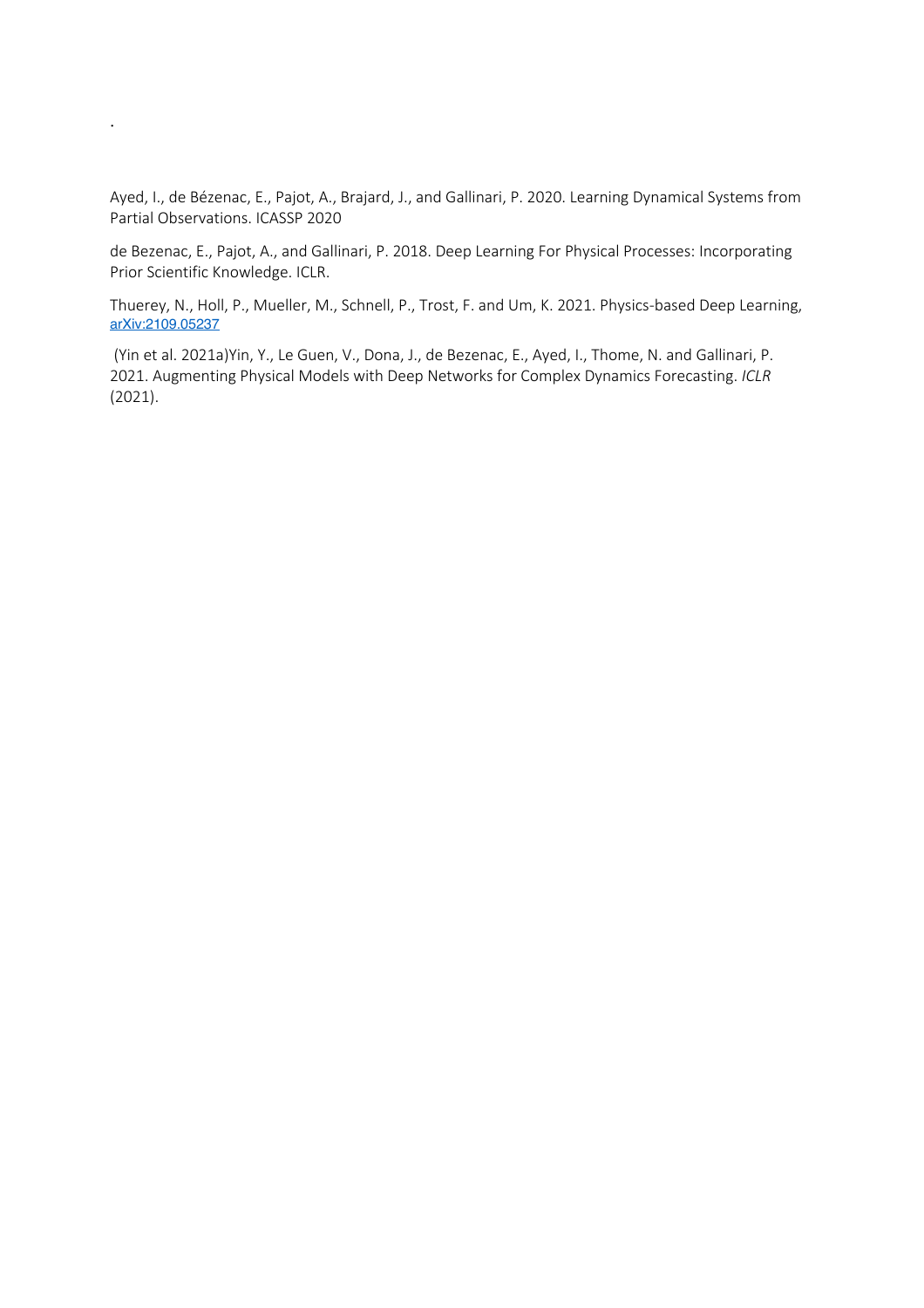.

Ayed, I., de Bézenac, E., Pajot, A., Brajard, J., and Gallinari, P. 2020. Learning Dynamical Systems from Partial Observations. ICASSP 2020

de Bezenac, E., Pajot, A., and Gallinari, P. 2018. Deep Learning For Physical Processes: Incorporating Prior Scientific Knowledge. ICLR.

Thuerey, N., Holl, P., Mueller, M., Schnell, P., Trost, F. and Um, K. 2021. Physics-based Deep Learning, arXiv:2109.05237

(Yin et al. 2021a)Yin, Y., Le Guen, V., Dona, J., de Bezenac, E., Ayed, I., Thome, N. and Gallinari, P. 2021. Augmenting Physical Models with Deep Networks for Complex Dynamics Forecasting. *ICLR* (2021).